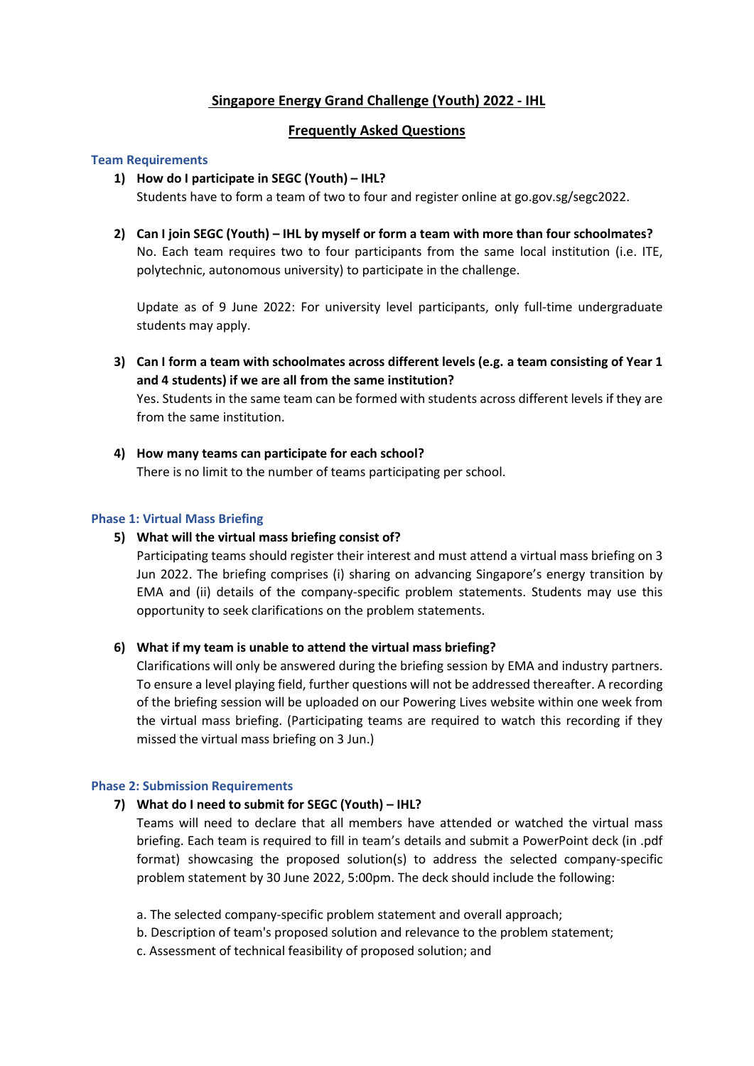# Singapore Energy Grand Challenge (Youth) 2022 - IHL

## Frequently Asked Questions

### Team Requirements

**1) How do I participate in SEGC (Youth) – IHL?**

Students have to form a team of two to four and register online at go.gov.sg/segc2022.

**2) Can I join SEGC (Youth) – IHL by myself or form a team with more than four schoolmates?**

No. Each team requires two to four participants from the same local institution (i.e. ITE, polytechnic, autonomous university) to participate in the challenge.

Update as of 9 June 2022: For university level participants, only full-time undergraduate students may apply.

**3) Can I form a team with schoolmates across different levels (e.g. a team consisting of Year 1 and 4 students) if we are all from the same institution?**

Yes. Students in the same team can be formed with students across different levels if they are from the same institution.

**4) How many teams can participate for each school?**

There is no limit to the number of teams participating per school.

### Phase 1: Virtual Mass Briefing

**5) What will the virtual mass briefing consist of?**

Participating teams should register their interest and must attend a virtual mass briefing on 3 Jun 2022. The briefing comprises (i) sharing on advancing Singapore's energy transition by EMA and (ii) details of the company-specific problem statements. Students may use this opportunity to seek clarifications on the problem statements.

**6) What if my team is unable to attend the virtual mass briefing?**

Clarifications will only be answered during the briefing session by EMA and industry partners. To ensure a level playing field, further questions will not be addressed thereafter. A recording of the briefing session will be uploaded on our Powering Lives website within one week from the virtual mass briefing. (Participating teams are required to watch this recording if they missed the virtual mass briefing on 3 Jun.)

### Phase 2: Submission Requirements

**7) What do I need to submit for SEGC (Youth) – IHL?**

Teams will need to declare that all members have attended or watched the virtual mass briefing. Each team is required to fill in team's details and submit a PowerPoint deck (in .pdf format) showcasing the proposed solution(s) to address the selected company-specific problem statement by 30 June 2022, 5:00pm. The deck should include the following:

a. The selected company-specific problem statement and overall approach;
b. Description of team's proposed solution and relevance to the problem statement;
c. Assessment of technical feasibility of proposed solution; and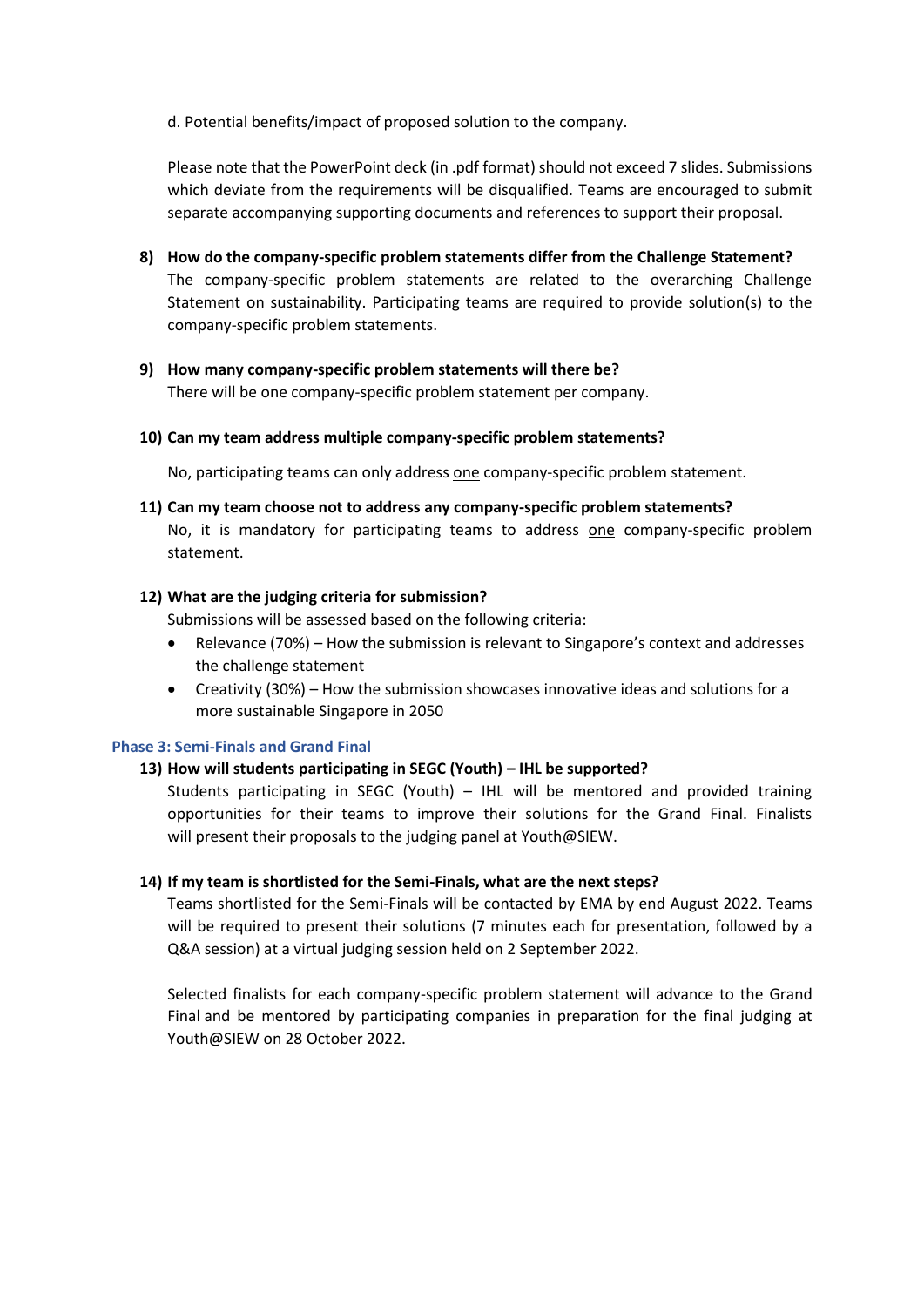d. Potential benefits/impact of proposed solution to the company.

Please note that the PowerPoint deck (in .pdf format) should not exceed 7 slides. Submissions which deviate from the requirements will be disqualified. Teams are encouraged to submit separate accompanying supporting documents and references to support their proposal.

8) **How do the company-specific problem statements differ from the Challenge Statement?**
The company-specific problem statements are related to the overarching Challenge Statement on sustainability. Participating teams are required to provide solution(s) to the company-specific problem statements.

9) **How many company-specific problem statements will there be?**
There will be one company-specific problem statement per company.

10) **Can my team address multiple company-specific problem statements?**

No, participating teams can only address <u>one</u> company-specific problem statement.

11) **Can my team choose not to address any company-specific problem statements?**
No, it is mandatory for participating teams to address <u>one</u> company-specific problem statement.

12) **What are the judging criteria for submission?**
Submissions will be assessed based on the following criteria:
   - Relevance (70%) – How the submission is relevant to Singapore's context and addresses the challenge statement
   - Creativity (30%) – How the submission showcases innovative ideas and solutions for a more sustainable Singapore in 2050

### Phase 3: Semi-Finals and Grand Final

13) **How will students participating in SEGC (Youth) – IHL be supported?**
Students participating in SEGC (Youth) – IHL will be mentored and provided training opportunities for their teams to improve their solutions for the Grand Final. Finalists will present their proposals to the judging panel at Youth@SIEW.

14) **If my team is shortlisted for the Semi-Finals, what are the next steps?**
Teams shortlisted for the Semi-Finals will be contacted by EMA by end August 2022. Teams will be required to present their solutions (7 minutes each for presentation, followed by a Q&A session) at a virtual judging session held on 2 September 2022.

Selected finalists for each company-specific problem statement will advance to the Grand Final and be mentored by participating companies in preparation for the final judging at Youth@SIEW on 28 October 2022.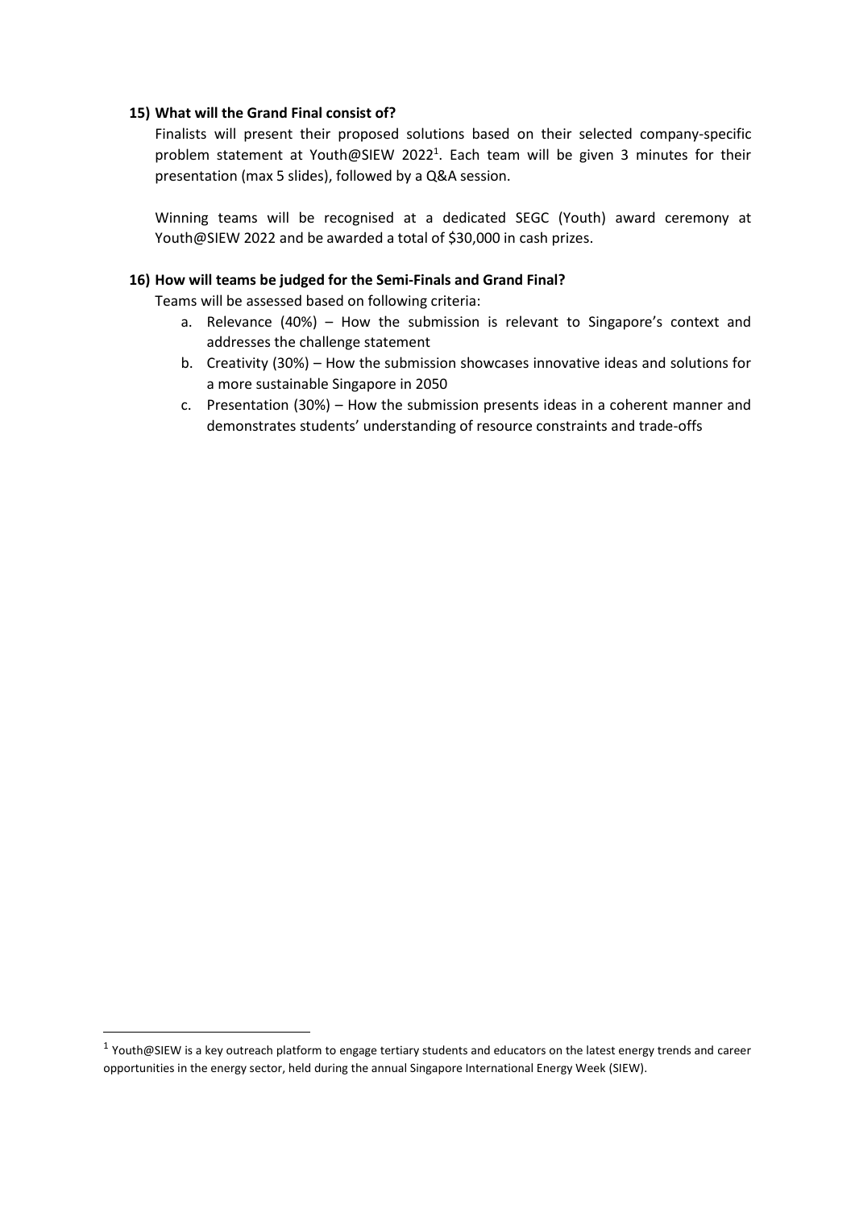**15) What will the Grand Final consist of?**

Finalists will present their proposed solutions based on their selected company-specific problem statement at Youth@SIEW 2022[1]. Each team will be given 3 minutes for their presentation (max 5 slides), followed by a Q&A session.

Winning teams will be recognised at a dedicated SEGC (Youth) award ceremony at Youth@SIEW 2022 and be awarded a total of $30,000 in cash prizes.

**16) How will teams be judged for the Semi-Finals and Grand Final?**

Teams will be assessed based on following criteria:

a. Relevance (40%) – How the submission is relevant to Singapore's context and addresses the challenge statement
b. Creativity (30%) – How the submission showcases innovative ideas and solutions for a more sustainable Singapore in 2050
c. Presentation (30%) – How the submission presents ideas in a coherent manner and demonstrates students' understanding of resource constraints and trade-offs

---

[1] Youth@SIEW is a key outreach platform to engage tertiary students and educators on the latest energy trends and career opportunities in the energy sector, held during the annual Singapore International Energy Week (SIEW).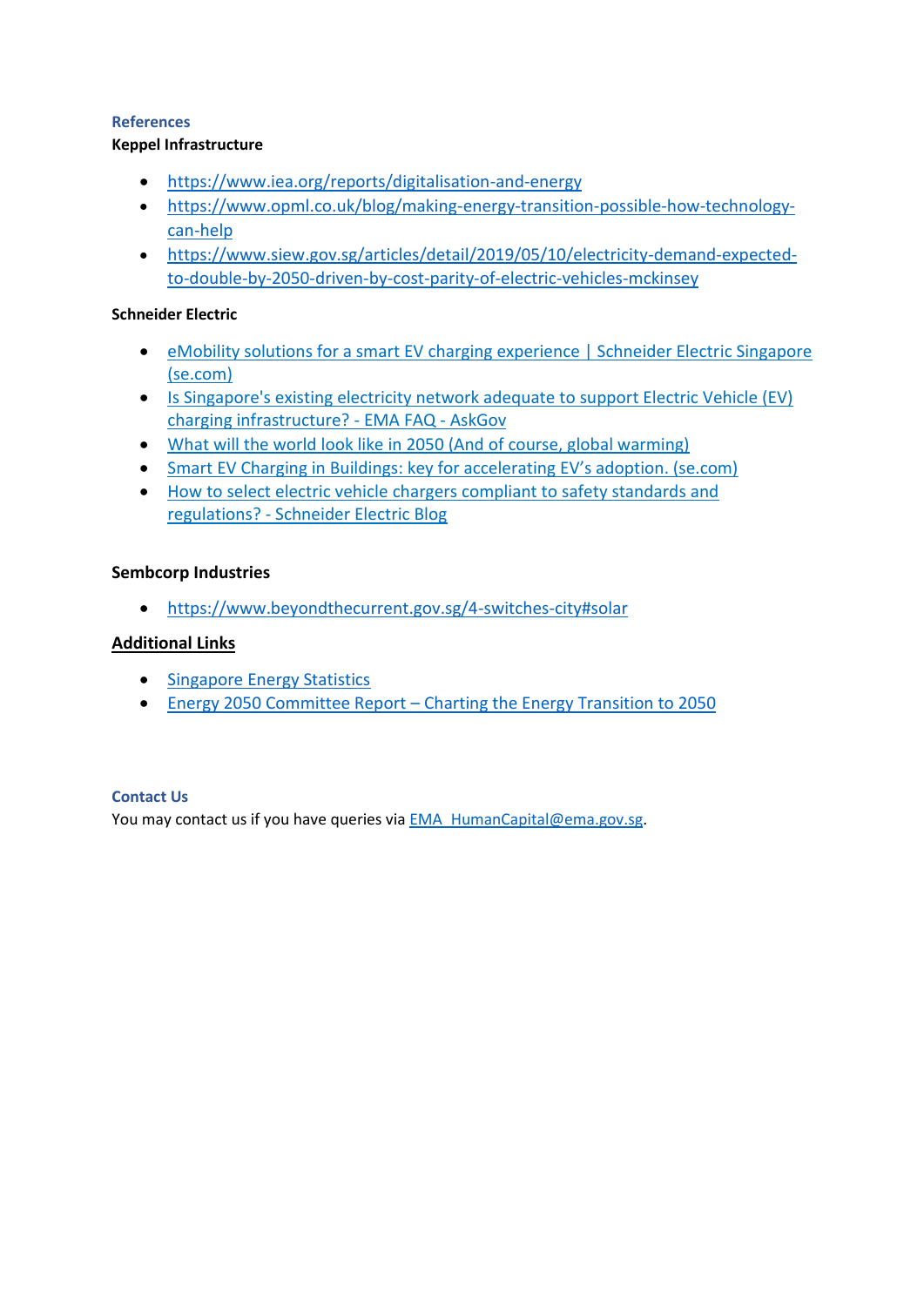## References

**Keppel Infrastructure**

- https://www.iea.org/reports/digitalisation-and-energy
- https://www.opml.co.uk/blog/making-energy-transition-possible-how-technology-can-help
- https://www.siew.gov.sg/articles/detail/2019/05/10/electricity-demand-expected-to-double-by-2050-driven-by-cost-parity-of-electric-vehicles-mckinsey

**Schneider Electric**

- eMobility solutions for a smart EV charging experience | Schneider Electric Singapore (se.com)
- Is Singapore's existing electricity network adequate to support Electric Vehicle (EV) charging infrastructure? - EMA FAQ - AskGov
- What will the world look like in 2050 (And of course, global warming)
- Smart EV Charging in Buildings: key for accelerating EV's adoption. (se.com)
- How to select electric vehicle chargers compliant to safety standards and regulations? - Schneider Electric Blog

**Sembcorp Industries**

- https://www.beyondthecurrent.gov.sg/4-switches-city#solar

**Additional Links**

- Singapore Energy Statistics
- Energy 2050 Committee Report – Charting the Energy Transition to 2050

## Contact Us

You may contact us if you have queries via EMA_HumanCapital@ema.gov.sg.